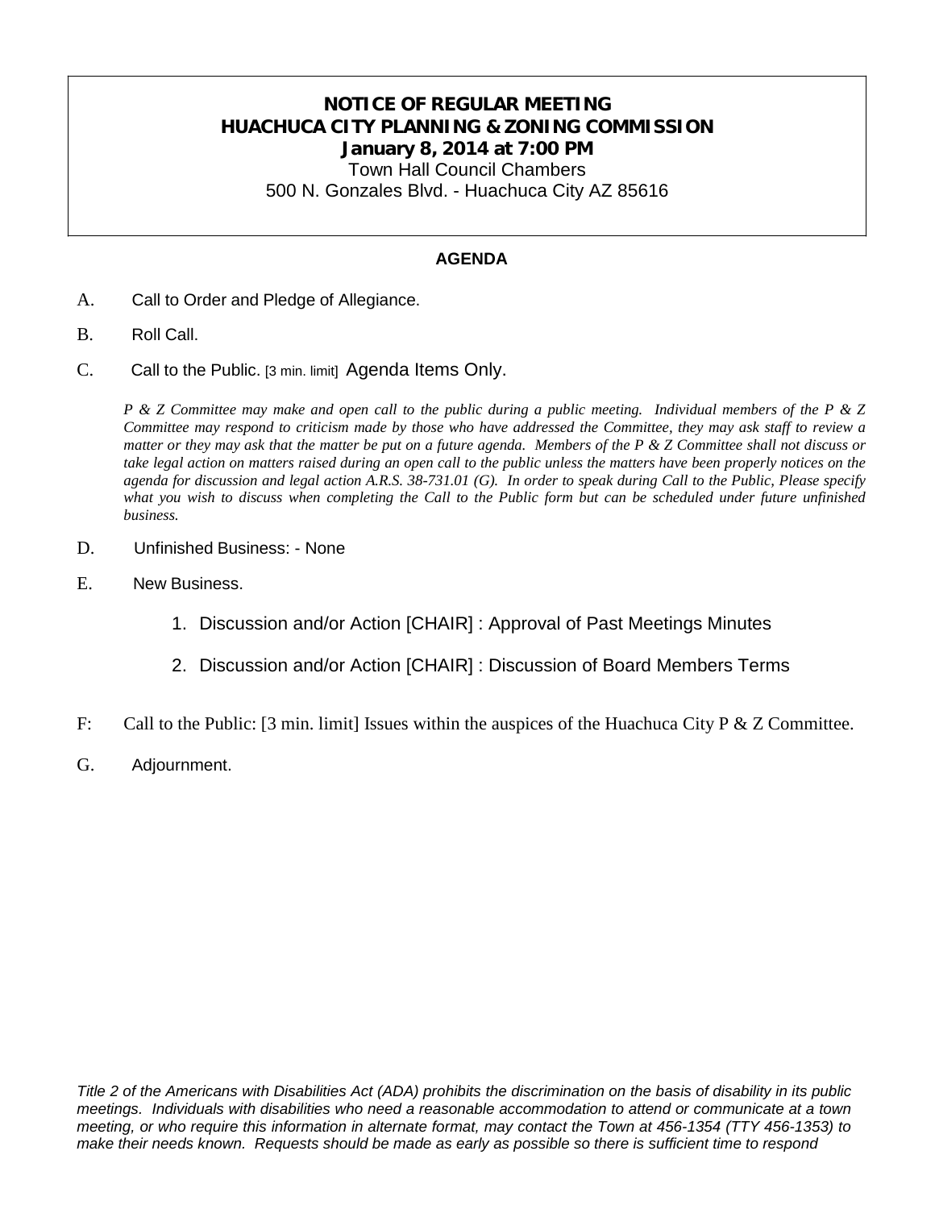# NOTICE OF REGULAR MEETING
# HUACHUCA CITY PLANNING & ZONING COMMISSION
## January 8, 2014 at 7:00 PM

Town Hall Council Chambers
500 N. Gonzales Blvd. - Huachuca City AZ 85616

**AGENDA**

A. Call to Order and Pledge of Allegiance.

B. Roll Call.

C. Call to the Public. [3 min. limit] Agenda Items Only.

*P & Z Committee may make and open call to the public during a public meeting. Individual members of the P & Z Committee may respond to criticism made by those who have addressed the Committee, they may ask staff to review a matter or they may ask that the matter be put on a future agenda. Members of the P & Z Committee shall not discuss or take legal action on matters raised during an open call to the public unless the matters have been properly notices on the agenda for discussion and legal action A.R.S. 38-731.01 (G). In order to speak during Call to the Public, Please specify what you wish to discuss when completing the Call to the Public form but can be scheduled under future unfinished business.*

D. Unfinished Business: - None

E. New Business.

1. Discussion and/or Action [CHAIR] : Approval of Past Meetings Minutes
2. Discussion and/or Action [CHAIR] : Discussion of Board Members Terms

F: Call to the Public: [3 min. limit] Issues within the auspices of the Huachuca City P & Z Committee.

G. Adjournment.

*Title 2 of the Americans with Disabilities Act (ADA) prohibits the discrimination on the basis of disability in its public meetings. Individuals with disabilities who need a reasonable accommodation to attend or communicate at a town meeting, or who require this information in alternate format, may contact the Town at 456-1354 (TTY 456-1353) to make their needs known. Requests should be made as early as possible so there is sufficient time to respond*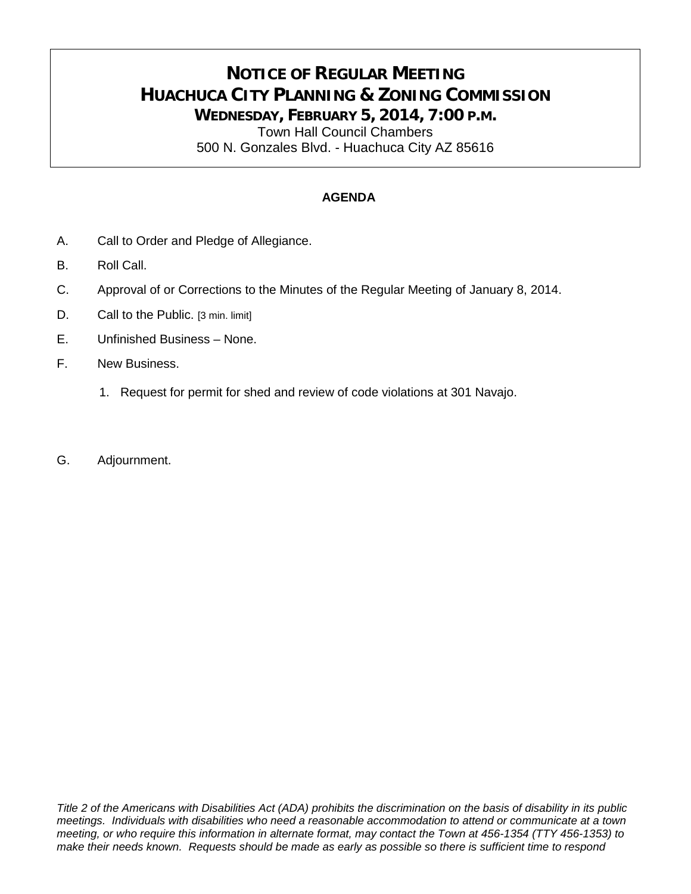# NOTICE OF REGULAR MEETING
# HUACHUCA CITY PLANNING & ZONING COMMISSION
## WEDNESDAY, FEBRUARY 5, 2014, 7:00 P.M.

Town Hall Council Chambers
500 N. Gonzales Blvd. - Huachuca City AZ 85616

**AGENDA**

A. Call to Order and Pledge of Allegiance.

B. Roll Call.

C. Approval of or Corrections to the Minutes of the Regular Meeting of January 8, 2014.

D. Call to the Public. [3 min. limit]

E. Unfinished Business – None.

F. New Business.

1. Request for permit for shed and review of code violations at 301 Navajo.

G. Adjournment.

*Title 2 of the Americans with Disabilities Act (ADA) prohibits the discrimination on the basis of disability in its public meetings. Individuals with disabilities who need a reasonable accommodation to attend or communicate at a town meeting, or who require this information in alternate format, may contact the Town at 456-1354 (TTY 456-1353) to make their needs known. Requests should be made as early as possible so there is sufficient time to respond*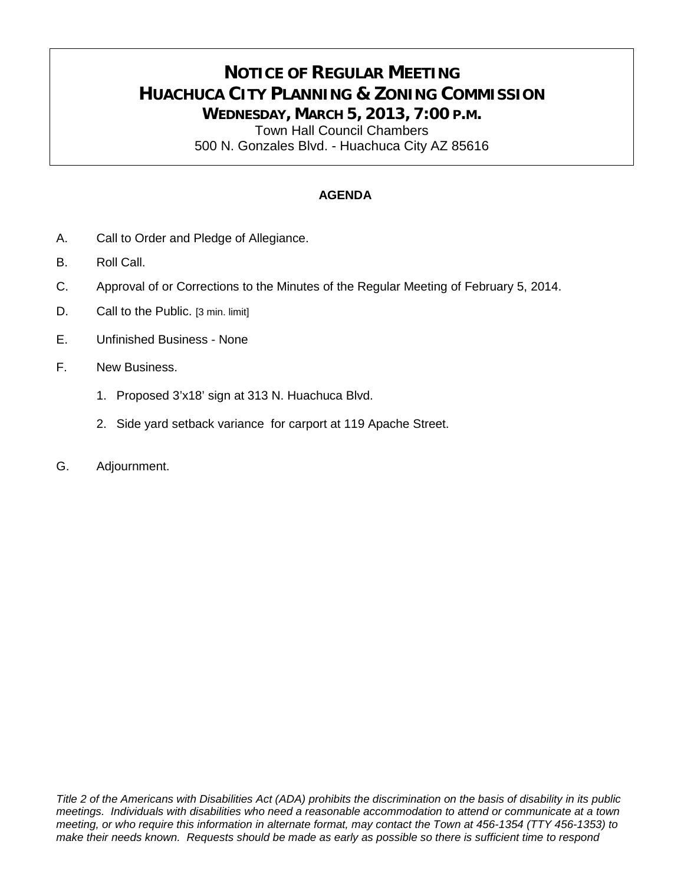# NOTICE OF REGULAR MEETING
# HUACHUCA CITY PLANNING & ZONING COMMISSION
## WEDNESDAY, MARCH 5, 2013, 7:00 P.M.

Town Hall Council Chambers
500 N. Gonzales Blvd. - Huachuca City AZ 85616

**AGENDA**

A. Call to Order and Pledge of Allegiance.

B. Roll Call.

C. Approval of or Corrections to the Minutes of the Regular Meeting of February 5, 2014.

D. Call to the Public. [3 min. limit]

E. Unfinished Business - None

F. New Business.

1. Proposed 3'x18' sign at 313 N. Huachuca Blvd.
2. Side yard setback variance for carport at 119 Apache Street.

G. Adjournment.

*Title 2 of the Americans with Disabilities Act (ADA) prohibits the discrimination on the basis of disability in its public meetings. Individuals with disabilities who need a reasonable accommodation to attend or communicate at a town meeting, or who require this information in alternate format, may contact the Town at 456-1354 (TTY 456-1353) to make their needs known. Requests should be made as early as possible so there is sufficient time to respond*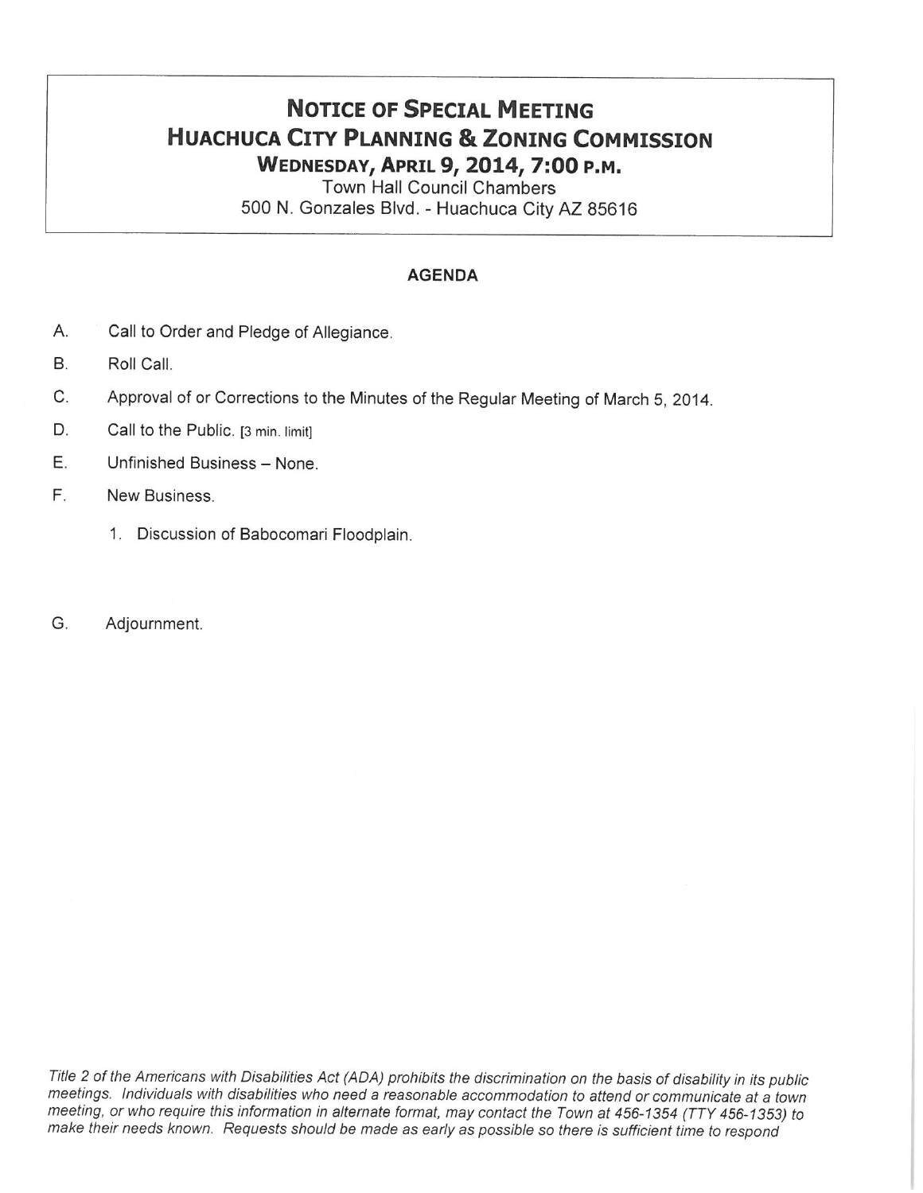# NOTICE OF SPECIAL MEETING
# HUACHUCA CITY PLANNING & ZONING COMMISSION
## WEDNESDAY, APRIL 9, 2014, 7:00 P.M.

Town Hall Council Chambers
500 N. Gonzales Blvd. - Huachuca City AZ 85616

**AGENDA**

A. Call to Order and Pledge of Allegiance.

B. Roll Call.

C. Approval of or Corrections to the Minutes of the Regular Meeting of March 5, 2014.

D. Call to the Public. [3 min. limit]

E. Unfinished Business – None.

F. New Business.

   1. Discussion of Babocomari Floodplain.

G. Adjournment.

*Title 2 of the Americans with Disabilities Act (ADA) prohibits the discrimination on the basis of disability in its public meetings. Individuals with disabilities who need a reasonable accommodation to attend or communicate at a town meeting, or who require this information in alternate format, may contact the Town at 456-1354 (TTY 456-1353) to make their needs known. Requests should be made as early as possible so there is sufficient time to respond*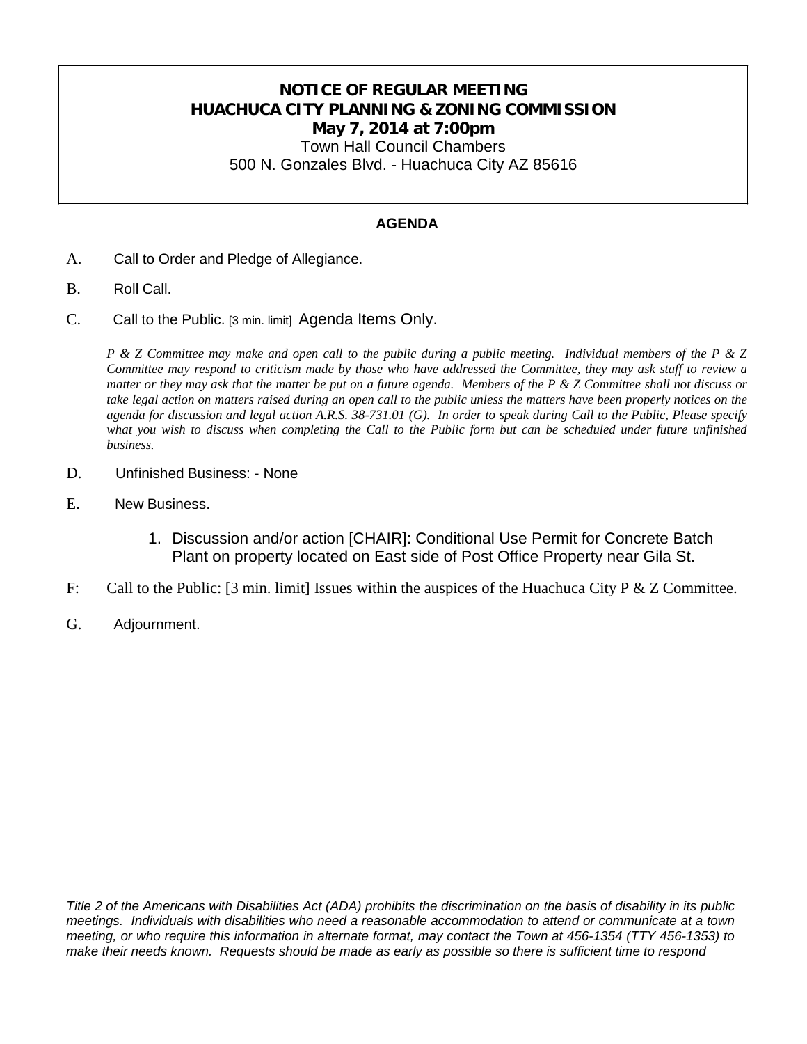# NOTICE OF REGULAR MEETING
# HUACHUCA CITY PLANNING & ZONING COMMISSION
## May 7, 2014 at 7:00pm

Town Hall Council Chambers
500 N. Gonzales Blvd. - Huachuca City AZ 85616

**AGENDA**

A. Call to Order and Pledge of Allegiance.

B. Roll Call.

C. Call to the Public. [3 min. limit] Agenda Items Only.

*P & Z Committee may make and open call to the public during a public meeting. Individual members of the P & Z Committee may respond to criticism made by those who have addressed the Committee, they may ask staff to review a matter or they may ask that the matter be put on a future agenda. Members of the P & Z Committee shall not discuss or take legal action on matters raised during an open call to the public unless the matters have been properly notices on the agenda for discussion and legal action A.R.S. 38-731.01 (G). In order to speak during Call to the Public, Please specify what you wish to discuss when completing the Call to the Public form but can be scheduled under future unfinished business.*

D. Unfinished Business: - None

E. New Business.

1. Discussion and/or action [CHAIR]: Conditional Use Permit for Concrete Batch Plant on property located on East side of Post Office Property near Gila St.

F: Call to the Public: [3 min. limit] Issues within the auspices of the Huachuca City P & Z Committee.

G. Adjournment.

*Title 2 of the Americans with Disabilities Act (ADA) prohibits the discrimination on the basis of disability in its public meetings. Individuals with disabilities who need a reasonable accommodation to attend or communicate at a town meeting, or who require this information in alternate format, may contact the Town at 456-1354 (TTY 456-1353) to make their needs known. Requests should be made as early as possible so there is sufficient time to respond*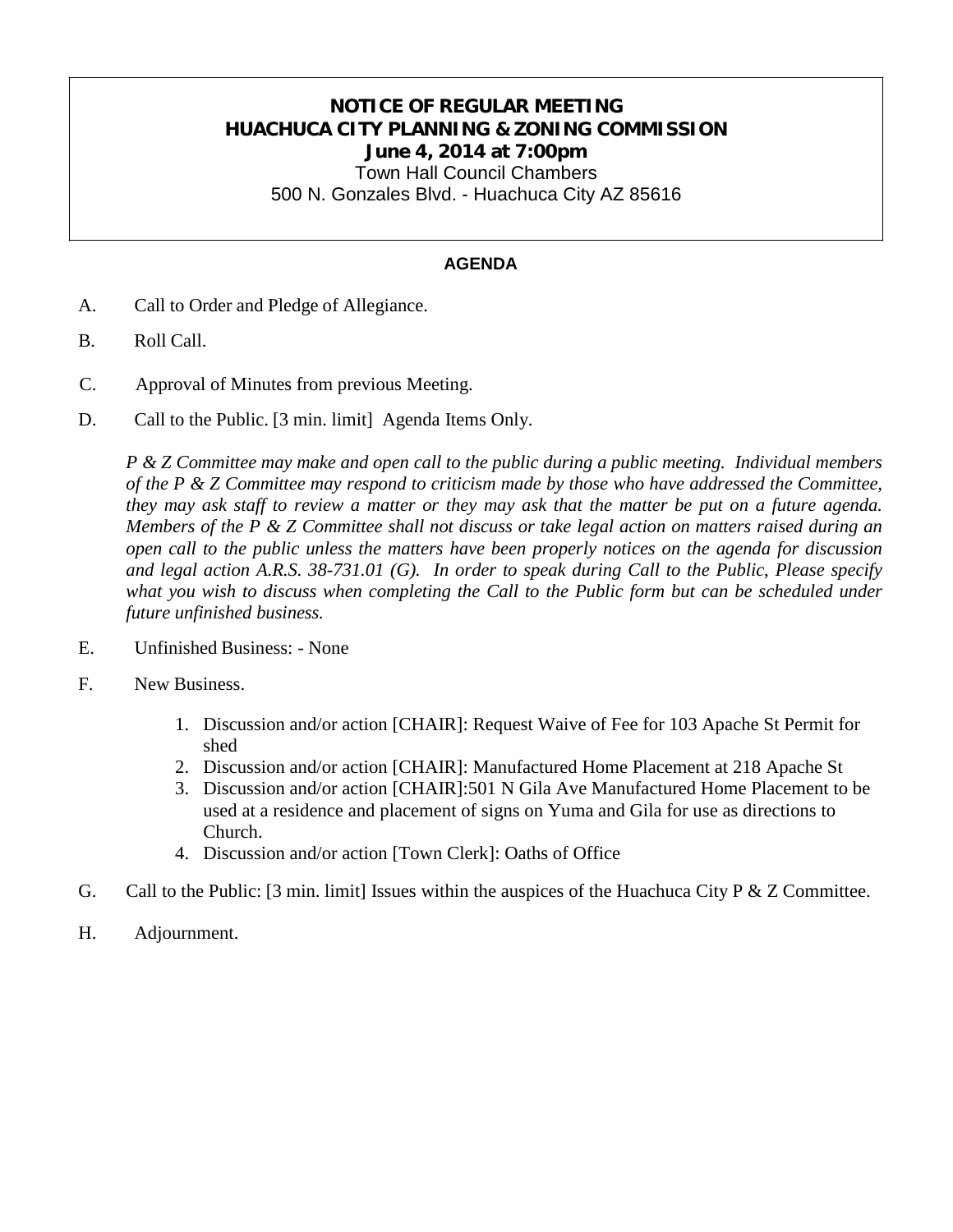# NOTICE OF REGULAR MEETING
# HUACHUCA CITY PLANNING & ZONING COMMISSION
## June 4, 2014 at 7:00pm

Town Hall Council Chambers
500 N. Gonzales Blvd. - Huachuca City AZ 85616

**AGENDA**

A. Call to Order and Pledge of Allegiance.

B. Roll Call.

C. Approval of Minutes from previous Meeting.

D. Call to the Public. [3 min. limit] Agenda Items Only.

*P & Z Committee may make and open call to the public during a public meeting. Individual members of the P & Z Committee may respond to criticism made by those who have addressed the Committee, they may ask staff to review a matter or they may ask that the matter be put on a future agenda. Members of the P & Z Committee shall not discuss or take legal action on matters raised during an open call to the public unless the matters have been properly notices on the agenda for discussion and legal action A.R.S. 38-731.01 (G). In order to speak during Call to the Public, Please specify what you wish to discuss when completing the Call to the Public form but can be scheduled under future unfinished business.*

E. Unfinished Business: - None

F. New Business.

1. Discussion and/or action [CHAIR]: Request Waive of Fee for 103 Apache St Permit for shed
2. Discussion and/or action [CHAIR]: Manufactured Home Placement at 218 Apache St
3. Discussion and/or action [CHAIR]:501 N Gila Ave Manufactured Home Placement to be used at a residence and placement of signs on Yuma and Gila for use as directions to Church.
4. Discussion and/or action [Town Clerk]: Oaths of Office

G. Call to the Public: [3 min. limit] Issues within the auspices of the Huachuca City P & Z Committee.

H. Adjournment.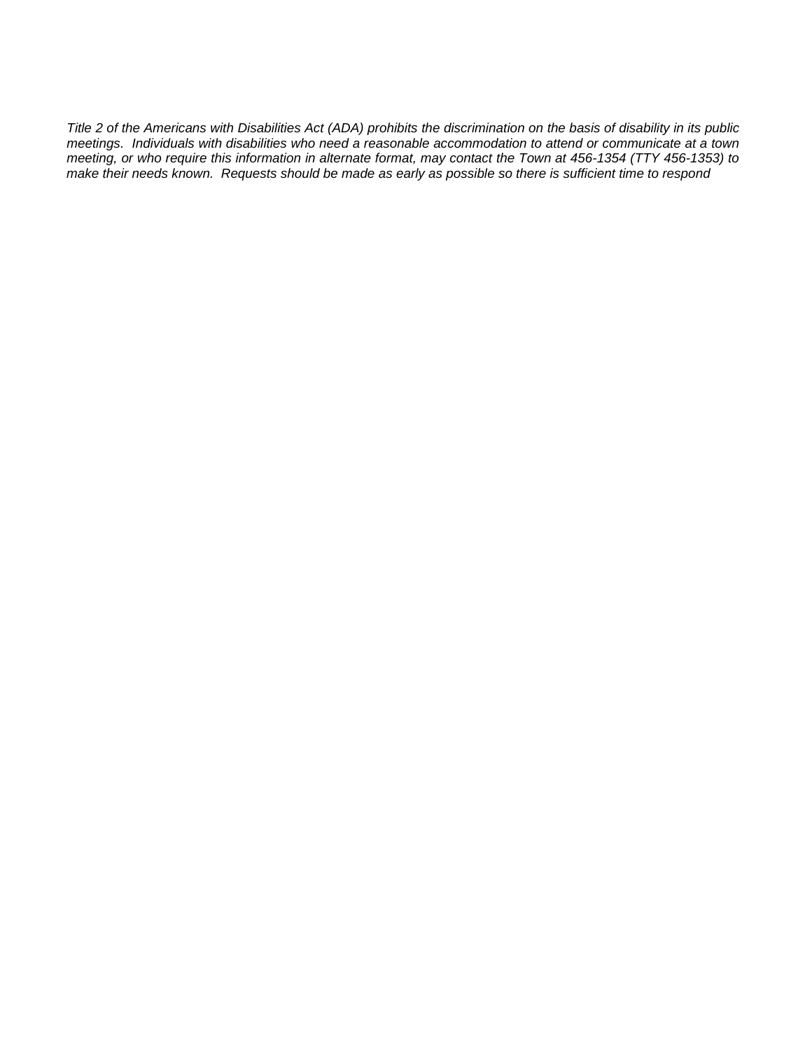*Title 2 of the Americans with Disabilities Act (ADA) prohibits the discrimination on the basis of disability in its public meetings. Individuals with disabilities who need a reasonable accommodation to attend or communicate at a town meeting, or who require this information in alternate format, may contact the Town at 456-1354 (TTY 456-1353) to make their needs known. Requests should be made as early as possible so there is sufficient time to respond*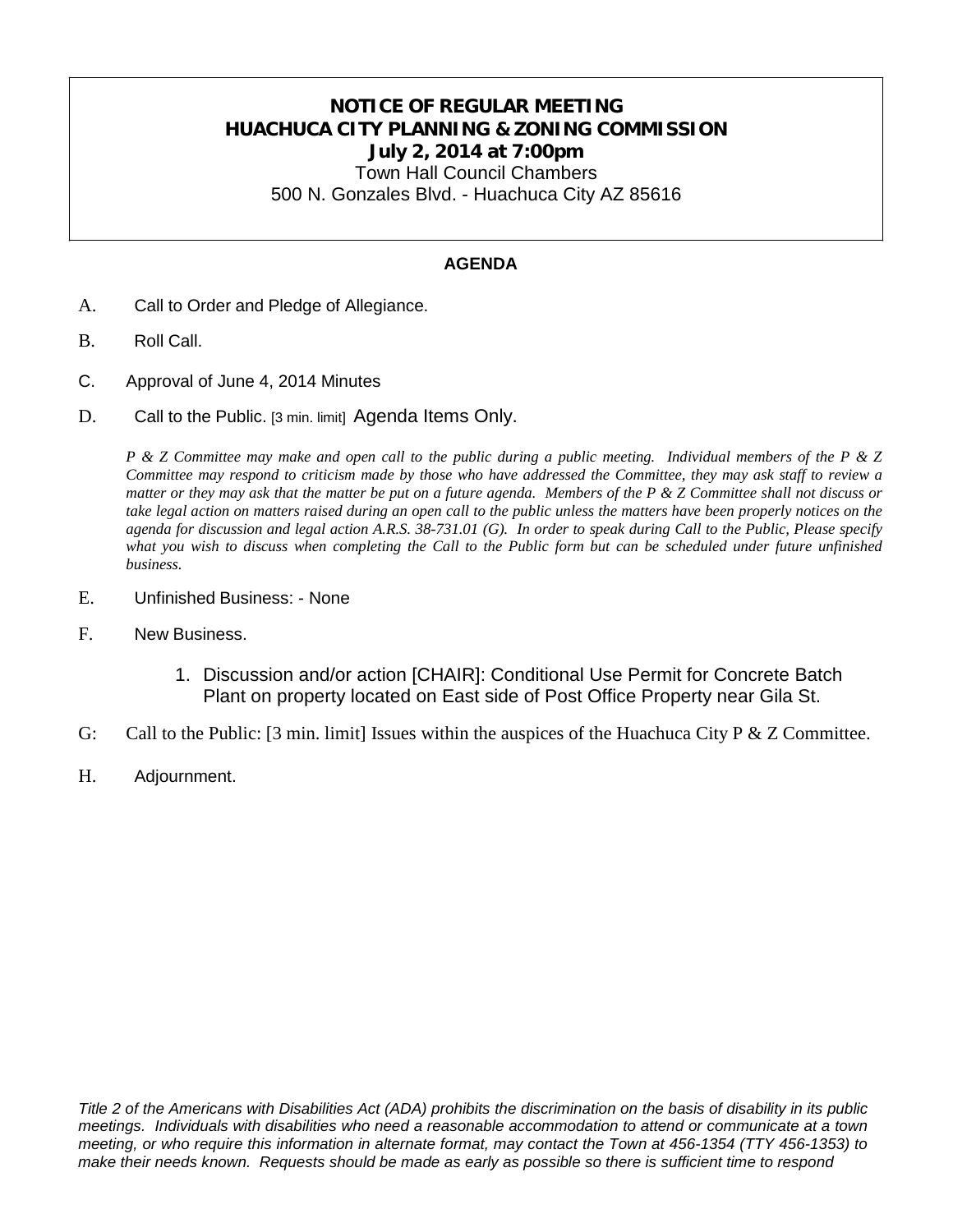# NOTICE OF REGULAR MEETING
# HUACHUCA CITY PLANNING & ZONING COMMISSION
## July 2, 2014 at 7:00pm

Town Hall Council Chambers
500 N. Gonzales Blvd. - Huachuca City AZ 85616

**AGENDA**

A. Call to Order and Pledge of Allegiance.

B. Roll Call.

C. Approval of June 4, 2014 Minutes

D. Call to the Public. [3 min. limit] Agenda Items Only.

*P & Z Committee may make and open call to the public during a public meeting. Individual members of the P & Z Committee may respond to criticism made by those who have addressed the Committee, they may ask staff to review a matter or they may ask that the matter be put on a future agenda. Members of the P & Z Committee shall not discuss or take legal action on matters raised during an open call to the public unless the matters have been properly notices on the agenda for discussion and legal action A.R.S. 38-731.01 (G). In order to speak during Call to the Public, Please specify what you wish to discuss when completing the Call to the Public form but can be scheduled under future unfinished business.*

E. Unfinished Business: - None

F. New Business.

1. Discussion and/or action [CHAIR]: Conditional Use Permit for Concrete Batch Plant on property located on East side of Post Office Property near Gila St.

G: Call to the Public: [3 min. limit] Issues within the auspices of the Huachuca City P & Z Committee.

H. Adjournment.

*Title 2 of the Americans with Disabilities Act (ADA) prohibits the discrimination on the basis of disability in its public meetings. Individuals with disabilities who need a reasonable accommodation to attend or communicate at a town meeting, or who require this information in alternate format, may contact the Town at 456-1354 (TTY 456-1353) to make their needs known. Requests should be made as early as possible so there is sufficient time to respond*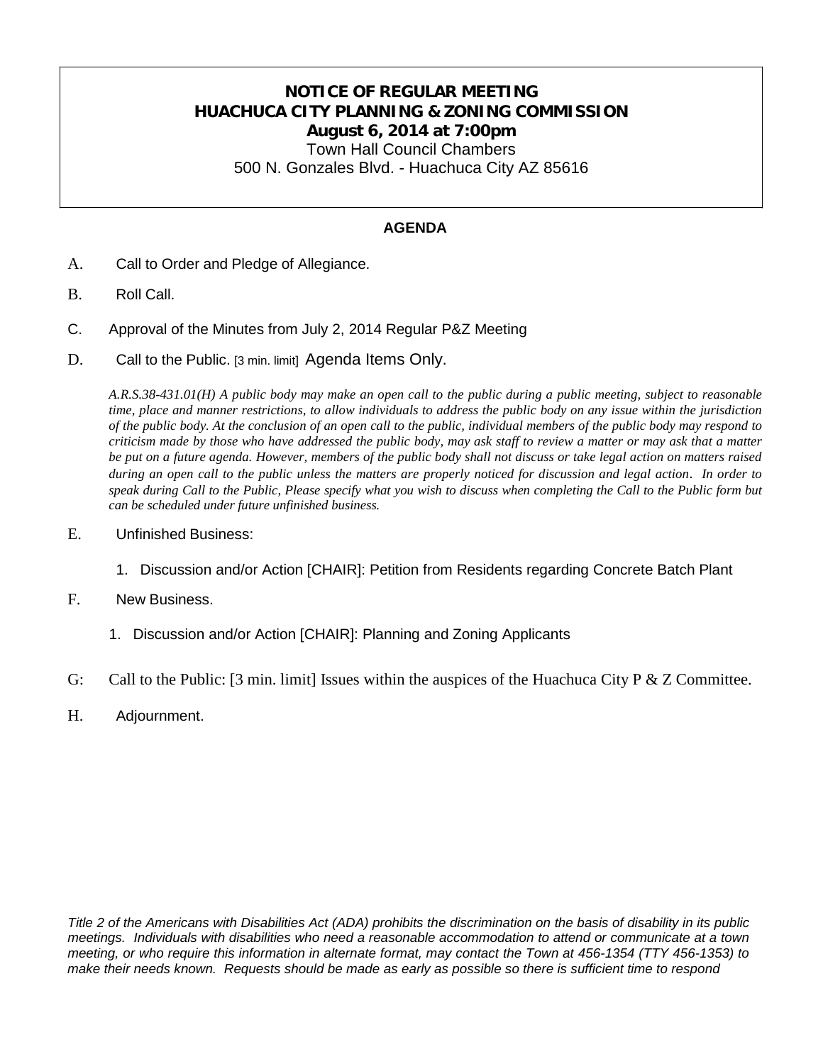# NOTICE OF REGULAR MEETING
# HUACHUCA CITY PLANNING & ZONING COMMISSION
## August 6, 2014 at 7:00pm

Town Hall Council Chambers
500 N. Gonzales Blvd. - Huachuca City AZ 85616

**AGENDA**

A. Call to Order and Pledge of Allegiance.

B. Roll Call.

C. Approval of the Minutes from July 2, 2014 Regular P&Z Meeting

D. Call to the Public. [3 min. limit] Agenda Items Only.

*A.R.S.38-431.01(H) A public body may make an open call to the public during a public meeting, subject to reasonable time, place and manner restrictions, to allow individuals to address the public body on any issue within the jurisdiction of the public body. At the conclusion of an open call to the public, individual members of the public body may respond to criticism made by those who have addressed the public body, may ask staff to review a matter or may ask that a matter be put on a future agenda. However, members of the public body shall not discuss or take legal action on matters raised during an open call to the public unless the matters are properly noticed for discussion and legal action. In order to speak during Call to the Public, Please specify what you wish to discuss when completing the Call to the Public form but can be scheduled under future unfinished business.*

E. Unfinished Business:

1. Discussion and/or Action [CHAIR]: Petition from Residents regarding Concrete Batch Plant

F. New Business.

1. Discussion and/or Action [CHAIR]: Planning and Zoning Applicants

G: Call to the Public: [3 min. limit] Issues within the auspices of the Huachuca City P & Z Committee.

H. Adjournment.

*Title 2 of the Americans with Disabilities Act (ADA) prohibits the discrimination on the basis of disability in its public meetings. Individuals with disabilities who need a reasonable accommodation to attend or communicate at a town meeting, or who require this information in alternate format, may contact the Town at 456-1354 (TTY 456-1353) to make their needs known. Requests should be made as early as possible so there is sufficient time to respond*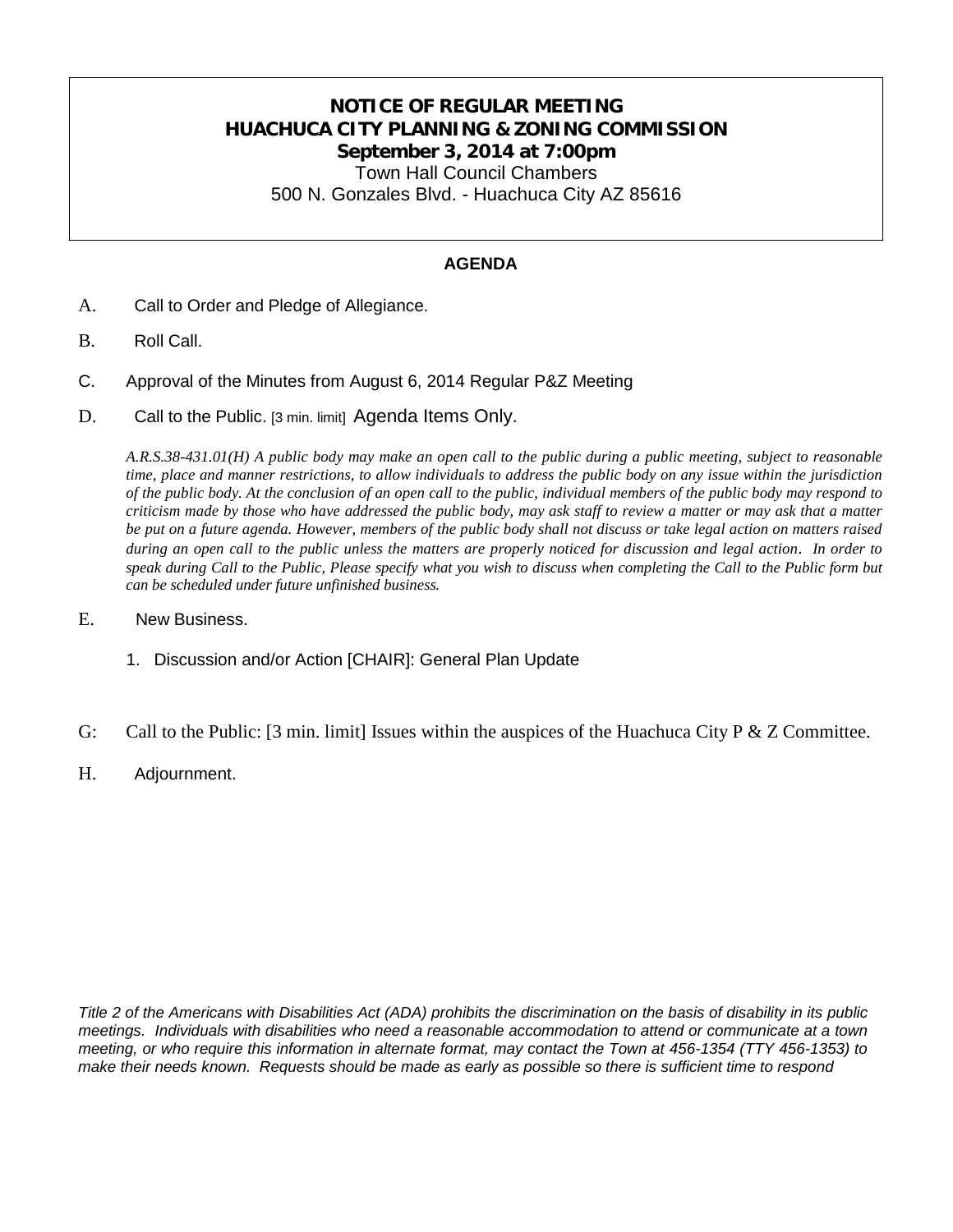# NOTICE OF REGULAR MEETING
# HUACHUCA CITY PLANNING & ZONING COMMISSION
## September 3, 2014 at 7:00pm

Town Hall Council Chambers
500 N. Gonzales Blvd. - Huachuca City AZ 85616

**AGENDA**

A. Call to Order and Pledge of Allegiance.

B. Roll Call.

C. Approval of the Minutes from August 6, 2014 Regular P&Z Meeting

D. Call to the Public. [3 min. limit] Agenda Items Only.

*A.R.S.38-431.01(H) A public body may make an open call to the public during a public meeting, subject to reasonable time, place and manner restrictions, to allow individuals to address the public body on any issue within the jurisdiction of the public body. At the conclusion of an open call to the public, individual members of the public body may respond to criticism made by those who have addressed the public body, may ask staff to review a matter or may ask that a matter be put on a future agenda. However, members of the public body shall not discuss or take legal action on matters raised during an open call to the public unless the matters are properly noticed for discussion and legal action. In order to speak during Call to the Public, Please specify what you wish to discuss when completing the Call to the Public form but can be scheduled under future unfinished business.*

E. New Business.

1. Discussion and/or Action [CHAIR]: General Plan Update

G: Call to the Public: [3 min. limit] Issues within the auspices of the Huachuca City P & Z Committee.

H. Adjournment.

*Title 2 of the Americans with Disabilities Act (ADA) prohibits the discrimination on the basis of disability in its public meetings. Individuals with disabilities who need a reasonable accommodation to attend or communicate at a town meeting, or who require this information in alternate format, may contact the Town at 456-1354 (TTY 456-1353) to make their needs known. Requests should be made as early as possible so there is sufficient time to respond*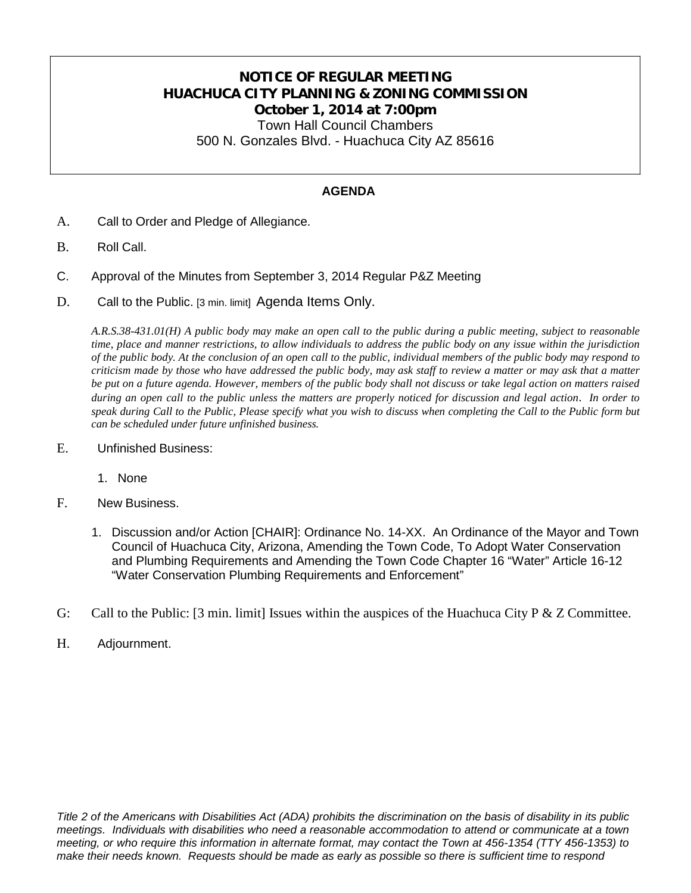# NOTICE OF REGULAR MEETING
# HUACHUCA CITY PLANNING & ZONING COMMISSION
## October 1, 2014 at 7:00pm

Town Hall Council Chambers
500 N. Gonzales Blvd. - Huachuca City AZ 85616

**AGENDA**

A. Call to Order and Pledge of Allegiance.

B. Roll Call.

C. Approval of the Minutes from September 3, 2014 Regular P&Z Meeting

D. Call to the Public. [3 min. limit] Agenda Items Only.

*A.R.S.38-431.01(H) A public body may make an open call to the public during a public meeting, subject to reasonable time, place and manner restrictions, to allow individuals to address the public body on any issue within the jurisdiction of the public body. At the conclusion of an open call to the public, individual members of the public body may respond to criticism made by those who have addressed the public body, may ask staff to review a matter or may ask that a matter be put on a future agenda. However, members of the public body shall not discuss or take legal action on matters raised during an open call to the public unless the matters are properly noticed for discussion and legal action. In order to speak during Call to the Public, Please specify what you wish to discuss when completing the Call to the Public form but can be scheduled under future unfinished business.*

E. Unfinished Business:

1. None

F. New Business.

1. Discussion and/or Action [CHAIR]: Ordinance No. 14-XX. An Ordinance of the Mayor and Town Council of Huachuca City, Arizona, Amending the Town Code, To Adopt Water Conservation and Plumbing Requirements and Amending the Town Code Chapter 16 "Water" Article 16-12 "Water Conservation Plumbing Requirements and Enforcement"

G: Call to the Public: [3 min. limit] Issues within the auspices of the Huachuca City P & Z Committee.

H. Adjournment.

*Title 2 of the Americans with Disabilities Act (ADA) prohibits the discrimination on the basis of disability in its public meetings. Individuals with disabilities who need a reasonable accommodation to attend or communicate at a town meeting, or who require this information in alternate format, may contact the Town at 456-1354 (TTY 456-1353) to make their needs known. Requests should be made as early as possible so there is sufficient time to respond*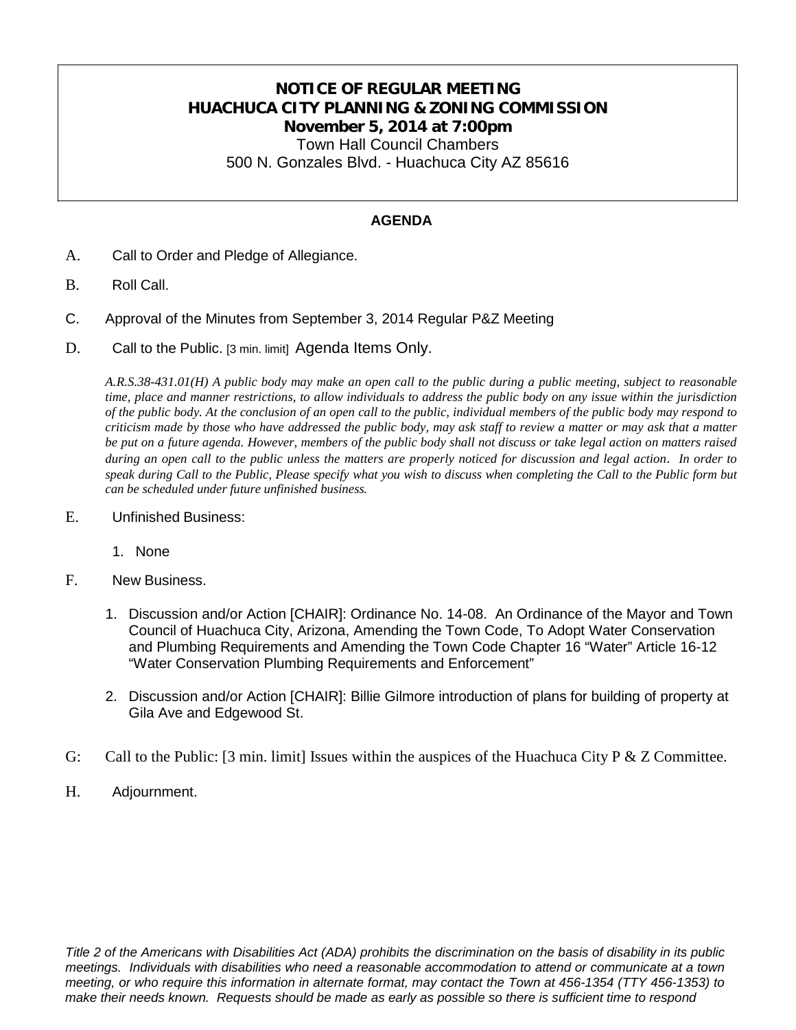# NOTICE OF REGULAR MEETING
# HUACHUCA CITY PLANNING & ZONING COMMISSION
## November 5, 2014 at 7:00pm

Town Hall Council Chambers
500 N. Gonzales Blvd. - Huachuca City AZ 85616

**AGENDA**

A. Call to Order and Pledge of Allegiance.

B. Roll Call.

C. Approval of the Minutes from September 3, 2014 Regular P&Z Meeting

D. Call to the Public. [3 min. limit] Agenda Items Only.

*A.R.S.38-431.01(H) A public body may make an open call to the public during a public meeting, subject to reasonable time, place and manner restrictions, to allow individuals to address the public body on any issue within the jurisdiction of the public body. At the conclusion of an open call to the public, individual members of the public body may respond to criticism made by those who have addressed the public body, may ask staff to review a matter or may ask that a matter be put on a future agenda. However, members of the public body shall not discuss or take legal action on matters raised during an open call to the public unless the matters are properly noticed for discussion and legal action. In order to speak during Call to the Public, Please specify what you wish to discuss when completing the Call to the Public form but can be scheduled under future unfinished business.*

E. Unfinished Business:

1. None

F. New Business.

1. Discussion and/or Action [CHAIR]: Ordinance No. 14-08. An Ordinance of the Mayor and Town Council of Huachuca City, Arizona, Amending the Town Code, To Adopt Water Conservation and Plumbing Requirements and Amending the Town Code Chapter 16 "Water" Article 16-12 "Water Conservation Plumbing Requirements and Enforcement"

2. Discussion and/or Action [CHAIR]: Billie Gilmore introduction of plans for building of property at Gila Ave and Edgewood St.

G: Call to the Public: [3 min. limit] Issues within the auspices of the Huachuca City P & Z Committee.

H. Adjournment.

*Title 2 of the Americans with Disabilities Act (ADA) prohibits the discrimination on the basis of disability in its public meetings. Individuals with disabilities who need a reasonable accommodation to attend or communicate at a town meeting, or who require this information in alternate format, may contact the Town at 456-1354 (TTY 456-1353) to make their needs known. Requests should be made as early as possible so there is sufficient time to respond*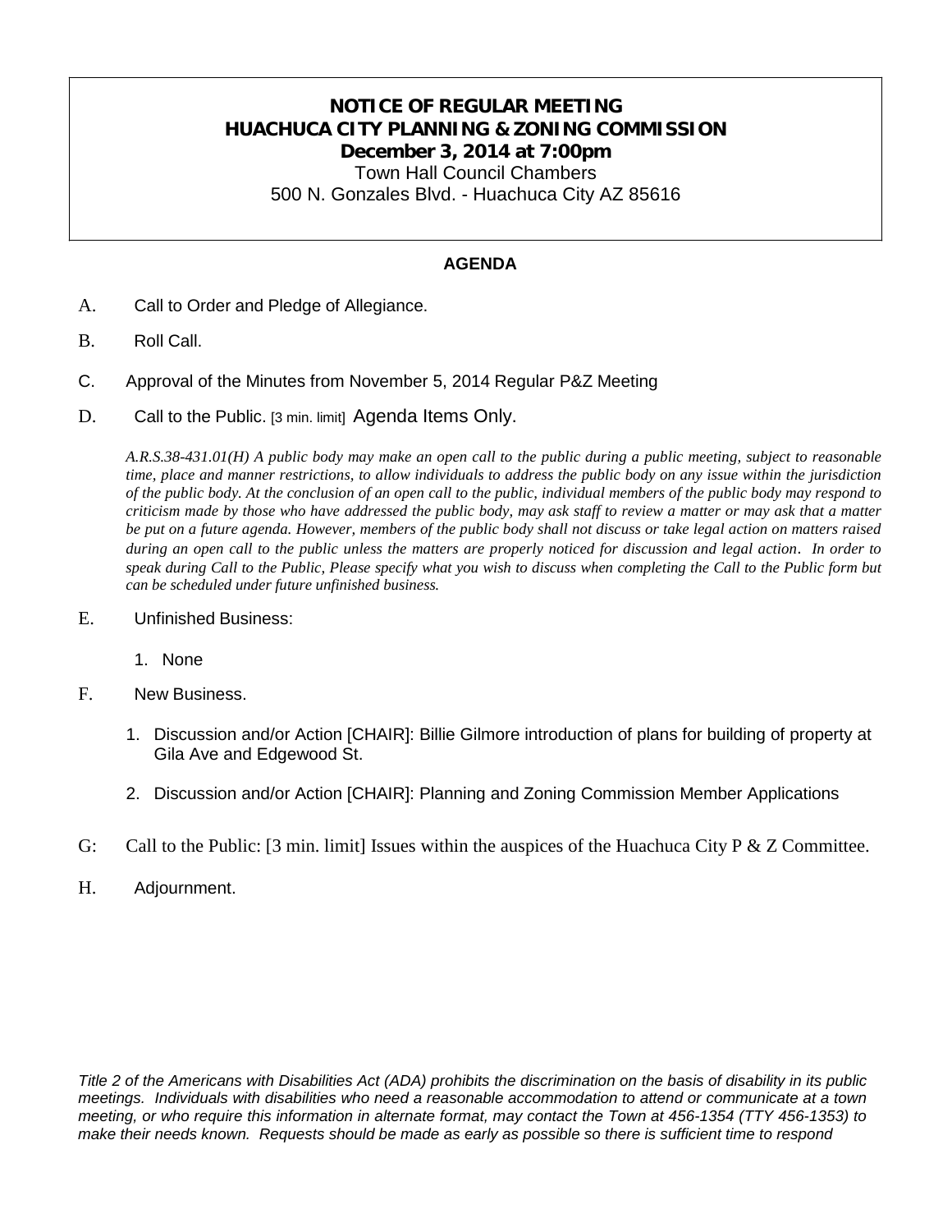# NOTICE OF REGULAR MEETING
# HUACHUCA CITY PLANNING & ZONING COMMISSION
## December 3, 2014 at 7:00pm

Town Hall Council Chambers
500 N. Gonzales Blvd. - Huachuca City AZ 85616

**AGENDA**

A. Call to Order and Pledge of Allegiance.

B. Roll Call.

C. Approval of the Minutes from November 5, 2014 Regular P&Z Meeting

D. Call to the Public. [3 min. limit] Agenda Items Only.

*A.R.S.38-431.01(H) A public body may make an open call to the public during a public meeting, subject to reasonable time, place and manner restrictions, to allow individuals to address the public body on any issue within the jurisdiction of the public body. At the conclusion of an open call to the public, individual members of the public body may respond to criticism made by those who have addressed the public body, may ask staff to review a matter or may ask that a matter be put on a future agenda. However, members of the public body shall not discuss or take legal action on matters raised during an open call to the public unless the matters are properly noticed for discussion and legal action. In order to speak during Call to the Public, Please specify what you wish to discuss when completing the Call to the Public form but can be scheduled under future unfinished business.*

E. Unfinished Business:

1. None

F. New Business.

1. Discussion and/or Action [CHAIR]: Billie Gilmore introduction of plans for building of property at Gila Ave and Edgewood St.
2. Discussion and/or Action [CHAIR]: Planning and Zoning Commission Member Applications

G: Call to the Public: [3 min. limit] Issues within the auspices of the Huachuca City P & Z Committee.

H. Adjournment.

*Title 2 of the Americans with Disabilities Act (ADA) prohibits the discrimination on the basis of disability in its public meetings. Individuals with disabilities who need a reasonable accommodation to attend or communicate at a town meeting, or who require this information in alternate format, may contact the Town at 456-1354 (TTY 456-1353) to make their needs known. Requests should be made as early as possible so there is sufficient time to respond*